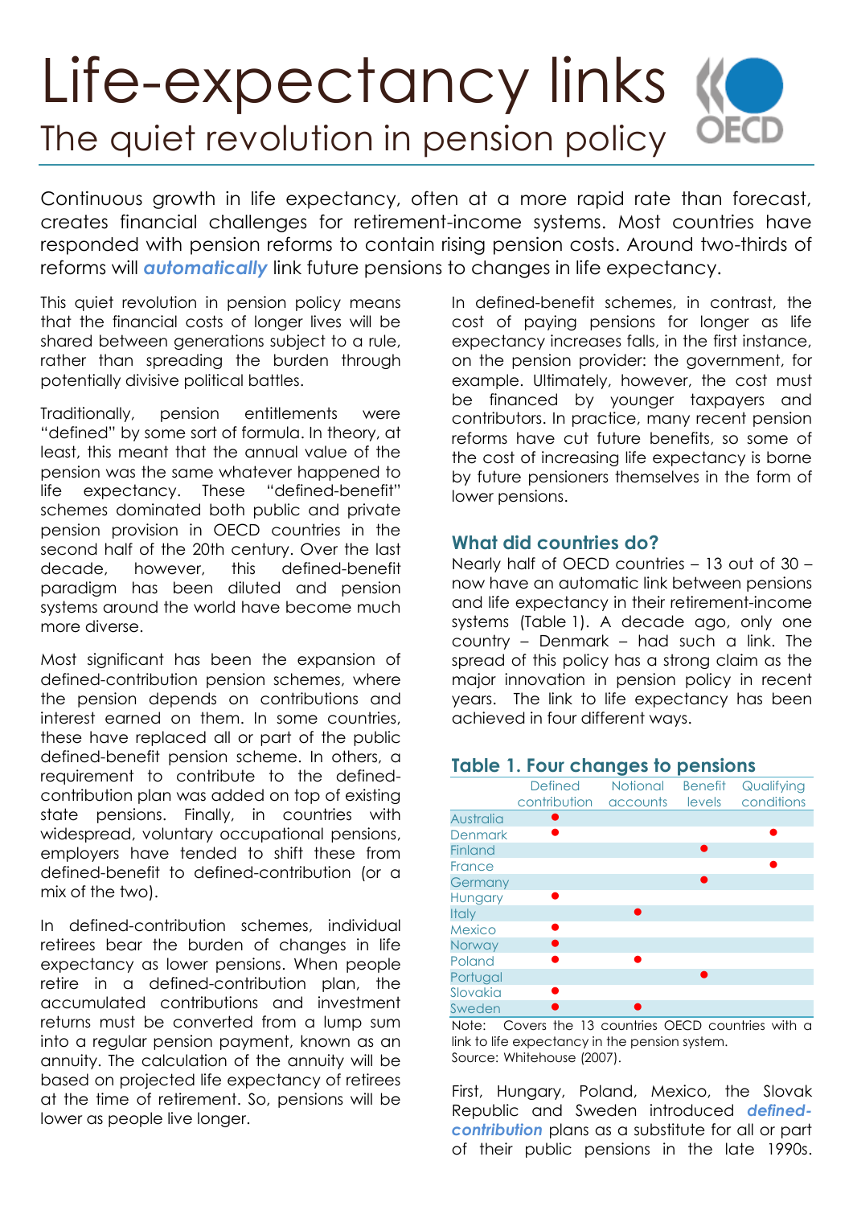# Life-expectancy links

## The quiet revolution in pension policy

Continuous growth in life expectancy, often at a more rapid rate than forecast, creates financial challenges for retirement-income systems. Most countries have responded with pension reforms to contain rising pension costs. Around two-thirds of reforms will ***automatically*** link future pensions to changes in life expectancy.

This quiet revolution in pension policy means that the financial costs of longer lives will be shared between generations subject to a rule, rather than spreading the burden through potentially divisive political battles.

Traditionally, pension entitlements were "defined" by some sort of formula. In theory, at least, this meant that the annual value of the pension was the same whatever happened to life expectancy. These "defined-benefit" schemes dominated both public and private pension provision in OECD countries in the second half of the 20th century. Over the last decade, however, this defined-benefit paradigm has been diluted and pension systems around the world have become much more diverse.

Most significant has been the expansion of defined-contribution pension schemes, where the pension depends on contributions and interest earned on them. In some countries, these have replaced all or part of the public defined-benefit pension scheme. In others, a requirement to contribute to the defined-contribution plan was added on top of existing state pensions. Finally, in countries with widespread, voluntary occupational pensions, employers have tended to shift these from defined-benefit to defined-contribution (or a mix of the two).

In defined-contribution schemes, individual retirees bear the burden of changes in life expectancy as lower pensions. When people retire in a defined-contribution plan, the accumulated contributions and investment returns must be converted from a lump sum into a regular pension payment, known as an annuity. The calculation of the annuity will be based on projected life expectancy of retirees at the time of retirement. So, pensions will be lower as people live longer.

In defined-benefit schemes, in contrast, the cost of paying pensions for longer as life expectancy increases falls, in the first instance, on the pension provider: the government, for example. Ultimately, however, the cost must be financed by younger taxpayers and contributors. In practice, many recent pension reforms have cut future benefits, so some of the cost of increasing life expectancy is borne by future pensioners themselves in the form of lower pensions.

### What did countries do?

Nearly half of OECD countries – 13 out of 30 – now have an automatic link between pensions and life expectancy in their retirement-income systems (Table 1). A decade ago, only one country – Denmark – had such a link. The spread of this policy has a strong claim as the major innovation in pension policy in recent years. The link to life expectancy has been achieved in four different ways.

### Table 1. Four changes to pensions

| | Defined contribution | Notional accounts | Benefit levels | Qualifying conditions |
|---|---|---|---|---|
| Australia | ● | | | |
| Denmark | ● | | | ● |
| Finland | | | ● | |
| France | | | | ● |
| Germany | | | ● | |
| Hungary | ● | | | |
| Italy | | ● | | |
| Mexico | ● | | | |
| Norway | ● | | | |
| Poland | ● | ● | | |
| Portugal | | | ● | |
| Slovakia | ● | | | |
| Sweden | ● | ● | | |

Note: Covers the 13 countries OECD countries with a link to life expectancy in the pension system.
Source: Whitehouse (2007).

First, Hungary, Poland, Mexico, the Slovak Republic and Sweden introduced ***defined-contribution*** plans as a substitute for all or part of their public pensions in the late 1990s.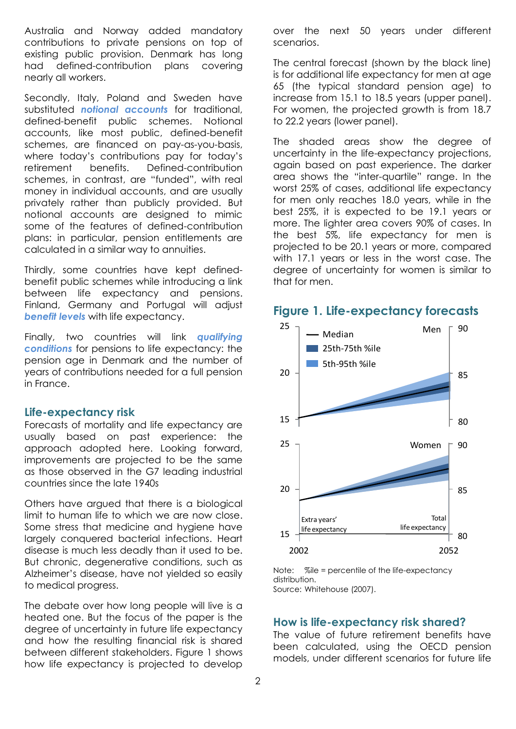Australia and Norway added mandatory contributions to private pensions on top of existing public provision. Denmark has long had defined-contribution plans covering nearly all workers.

Secondly, Italy, Poland and Sweden have substituted ***notional accounts*** for traditional, defined-benefit public schemes. Notional accounts, like most public, defined-benefit schemes, are financed on pay-as-you-basis, where today's contributions pay for today's retirement benefits. Defined-contribution schemes, in contrast, are "funded", with real money in individual accounts, and are usually privately rather than publicly provided. But notional accounts are designed to mimic some of the features of defined-contribution plans: in particular, pension entitlements are calculated in a similar way to annuities.

Thirdly, some countries have kept defined-benefit public schemes while introducing a link between life expectancy and pensions. Finland, Germany and Portugal will adjust ***benefit levels*** with life expectancy.

Finally, two countries will link ***qualifying conditions*** for pensions to life expectancy: the pension age in Denmark and the number of years of contributions needed for a full pension in France.

## Life-expectancy risk

Forecasts of mortality and life expectancy are usually based on past experience: the approach adopted here. Looking forward, improvements are projected to be the same as those observed in the G7 leading industrial countries since the late 1940s

Others have argued that there is a biological limit to human life to which we are now close. Some stress that medicine and hygiene have largely conquered bacterial infections. Heart disease is much less deadly than it used to be. But chronic, degenerative conditions, such as Alzheimer's disease, have not yielded so easily to medical progress.

The debate over how long people will live is a heated one. But the focus of the paper is the degree of uncertainty in future life expectancy and how the resulting financial risk is shared between different stakeholders. Figure 1 shows how life expectancy is projected to develop over the next 50 years under different scenarios.

The central forecast (shown by the black line) is for additional life expectancy for men at age 65 (the typical standard pension age) to increase from 15.1 to 18.5 years (upper panel). For women, the projected growth is from 18.7 to 22.2 years (lower panel).

The shaded areas show the degree of uncertainty in the life-expectancy projections, again based on past experience. The darker area shows the "inter-quartile" range. In the worst 25% of cases, additional life expectancy for men only reaches 18.0 years, while in the best 25%, it is expected to be 19.1 years or more. The lighter area covers 90% of cases. In the best 5%, life expectancy for men is projected to be 20.1 years or more, compared with 17.1 years or less in the worst case. The degree of uncertainty for women is similar to that for men.

## Figure 1. Life-expectancy forecasts

Note: %ile = percentile of the life-expectancy distribution.
Source: Whitehouse (2007).

## How is life-expectancy risk shared?

The value of future retirement benefits have been calculated, using the OECD pension models, under different scenarios for future life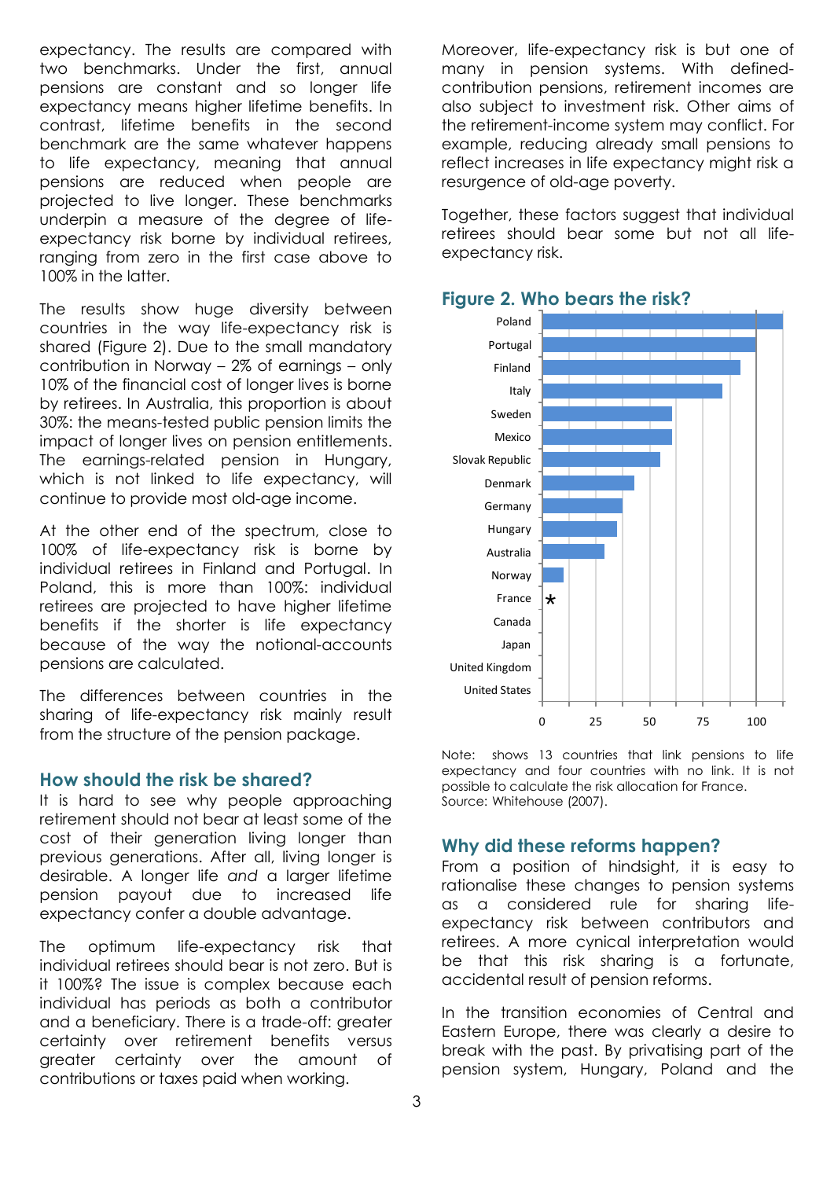expectancy. The results are compared with two benchmarks. Under the first, annual pensions are constant and so longer life expectancy means higher lifetime benefits. In contrast, lifetime benefits in the second benchmark are the same whatever happens to life expectancy, meaning that annual pensions are reduced when people are projected to live longer. These benchmarks underpin a measure of the degree of life-expectancy risk borne by individual retirees, ranging from zero in the first case above to 100% in the latter.

The results show huge diversity between countries in the way life-expectancy risk is shared (Figure 2). Due to the small mandatory contribution in Norway – 2% of earnings – only 10% of the financial cost of longer lives is borne by retirees. In Australia, this proportion is about 30%: the means-tested public pension limits the impact of longer lives on pension entitlements. The earnings-related pension in Hungary, which is not linked to life expectancy, will continue to provide most old-age income.

At the other end of the spectrum, close to 100% of life-expectancy risk is borne by individual retirees in Finland and Portugal. In Poland, this is more than 100%: individual retirees are projected to have higher lifetime benefits if the shorter is life expectancy because of the way the notional-accounts pensions are calculated.

The differences between countries in the sharing of life-expectancy risk mainly result from the structure of the pension package.

## How should the risk be shared?

It is hard to see why people approaching retirement should not bear at least some of the cost of their generation living longer than previous generations. After all, living longer is desirable. A longer life *and* a larger lifetime pension payout due to increased life expectancy confer a double advantage.

The optimum life-expectancy risk that individual retirees should bear is not zero. But is it 100%? The issue is complex because each individual has periods as both a contributor and a beneficiary. There is a trade-off: greater certainty over retirement benefits versus greater certainty over the amount of contributions or taxes paid when working.

Moreover, life-expectancy risk is but one of many in pension systems. With defined-contribution pensions, retirement incomes are also subject to investment risk. Other aims of the retirement-income system may conflict. For example, reducing already small pensions to reflect increases in life expectancy might risk a resurgence of old-age poverty.

Together, these factors suggest that individual retirees should bear some but not all life-expectancy risk.

## Figure 2. Who bears the risk?

| Country | Share of life-expectancy risk borne by retirees (%) (approx.) |
|---|---|
| Poland | 112 |
| Portugal | 100 |
| Finland | 92 |
| Italy | 84 |
| Sweden | 60 |
| Mexico | 60 |
| Slovak Republic | 55 |
| Denmark | 43 |
| Germany | 37 |
| Hungary | 35 |
| Australia | 29 |
| Norway | 10 |
| France | * |
| Canada | 0 |
| Japan | 0 |
| United Kingdom | 0 |
| United States | 0 |

Note: shows 13 countries that link pensions to life expectancy and four countries with no link. It is not possible to calculate the risk allocation for France.
Source: Whitehouse (2007).

## Why did these reforms happen?

From a position of hindsight, it is easy to rationalise these changes to pension systems as a considered rule for sharing life-expectancy risk between contributors and retirees. A more cynical interpretation would be that this risk sharing is a fortunate, accidental result of pension reforms.

In the transition economies of Central and Eastern Europe, there was clearly a desire to break with the past. By privatising part of the pension system, Hungary, Poland and the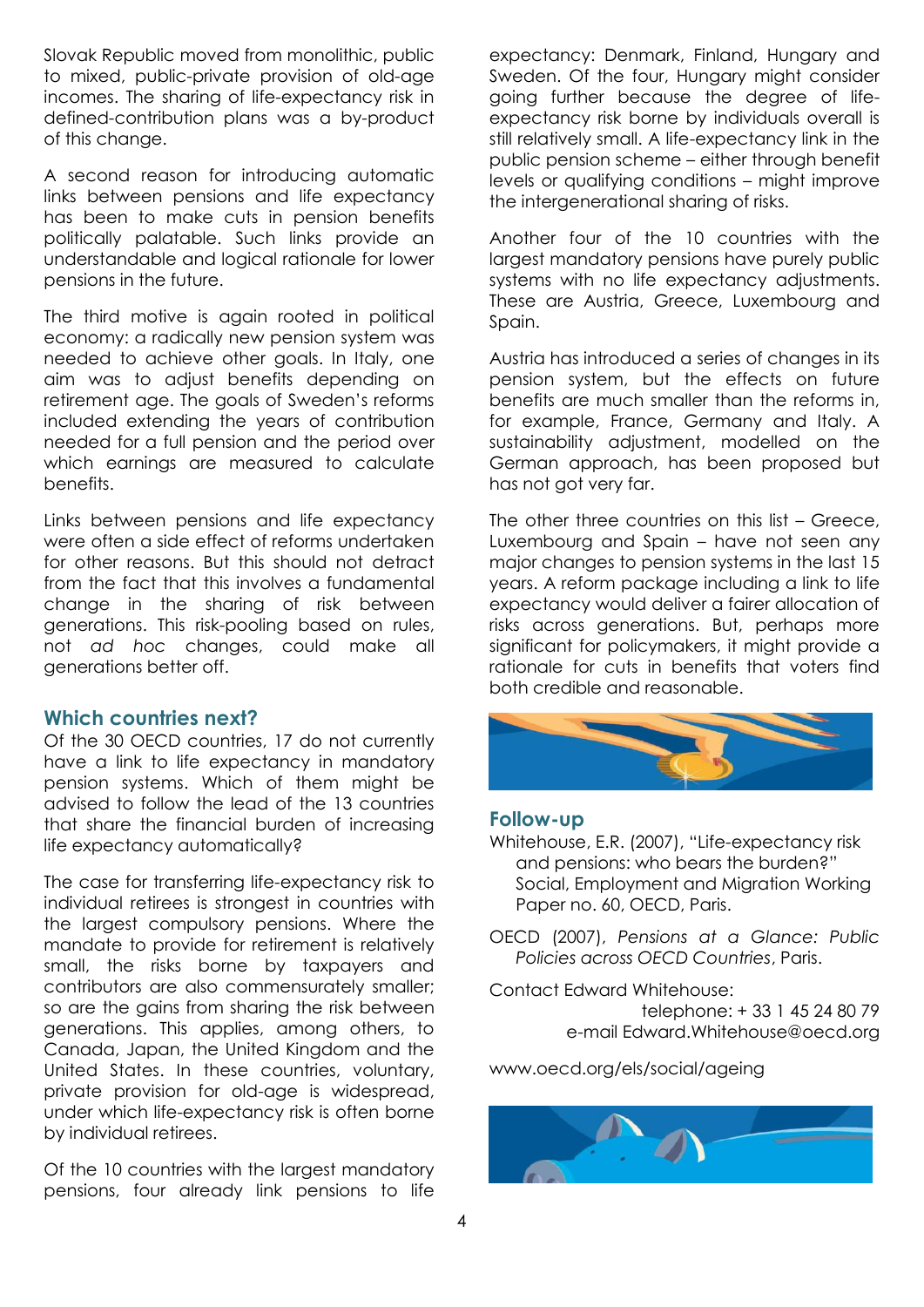Slovak Republic moved from monolithic, public to mixed, public-private provision of old-age incomes. The sharing of life-expectancy risk in defined-contribution plans was a by-product of this change.

A second reason for introducing automatic links between pensions and life expectancy has been to make cuts in pension benefits politically palatable. Such links provide an understandable and logical rationale for lower pensions in the future.

The third motive is again rooted in political economy: a radically new pension system was needed to achieve other goals. In Italy, one aim was to adjust benefits depending on retirement age. The goals of Sweden's reforms included extending the years of contribution needed for a full pension and the period over which earnings are measured to calculate benefits.

Links between pensions and life expectancy were often a side effect of reforms undertaken for other reasons. But this should not detract from the fact that this involves a fundamental change in the sharing of risk between generations. This risk-pooling based on rules, not *ad hoc* changes, could make all generations better off.

## Which countries next?

Of the 30 OECD countries, 17 do not currently have a link to life expectancy in mandatory pension systems. Which of them might be advised to follow the lead of the 13 countries that share the financial burden of increasing life expectancy automatically?

The case for transferring life-expectancy risk to individual retirees is strongest in countries with the largest compulsory pensions. Where the mandate to provide for retirement is relatively small, the risks borne by taxpayers and contributors are also commensurately smaller; so are the gains from sharing the risk between generations. This applies, among others, to Canada, Japan, the United Kingdom and the United States. In these countries, voluntary, private provision for old-age is widespread, under which life-expectancy risk is often borne by individual retirees.

Of the 10 countries with the largest mandatory pensions, four already link pensions to life expectancy: Denmark, Finland, Hungary and Sweden. Of the four, Hungary might consider going further because the degree of life-expectancy risk borne by individuals overall is still relatively small. A life-expectancy link in the public pension scheme – either through benefit levels or qualifying conditions – might improve the intergenerational sharing of risks.

Another four of the 10 countries with the largest mandatory pensions have purely public systems with no life expectancy adjustments. These are Austria, Greece, Luxembourg and Spain.

Austria has introduced a series of changes in its pension system, but the effects on future benefits are much smaller than the reforms in, for example, France, Germany and Italy. A sustainability adjustment, modelled on the German approach, has been proposed but has not got very far.

The other three countries on this list – Greece, Luxembourg and Spain – have not seen any major changes to pension systems in the last 15 years. A reform package including a link to life expectancy would deliver a fairer allocation of risks across generations. But, perhaps more significant for policymakers, it might provide a rationale for cuts in benefits that voters find both credible and reasonable.

## Follow-up

Whitehouse, E.R. (2007), "Life-expectancy risk and pensions: who bears the burden?" Social, Employment and Migration Working Paper no. 60, OECD, Paris.

OECD (2007), *Pensions at a Glance: Public Policies across OECD Countries*, Paris.

Contact Edward Whitehouse:
telephone: + 33 1 45 24 80 79
e-mail Edward.Whitehouse@oecd.org

www.oecd.org/els/social/ageing